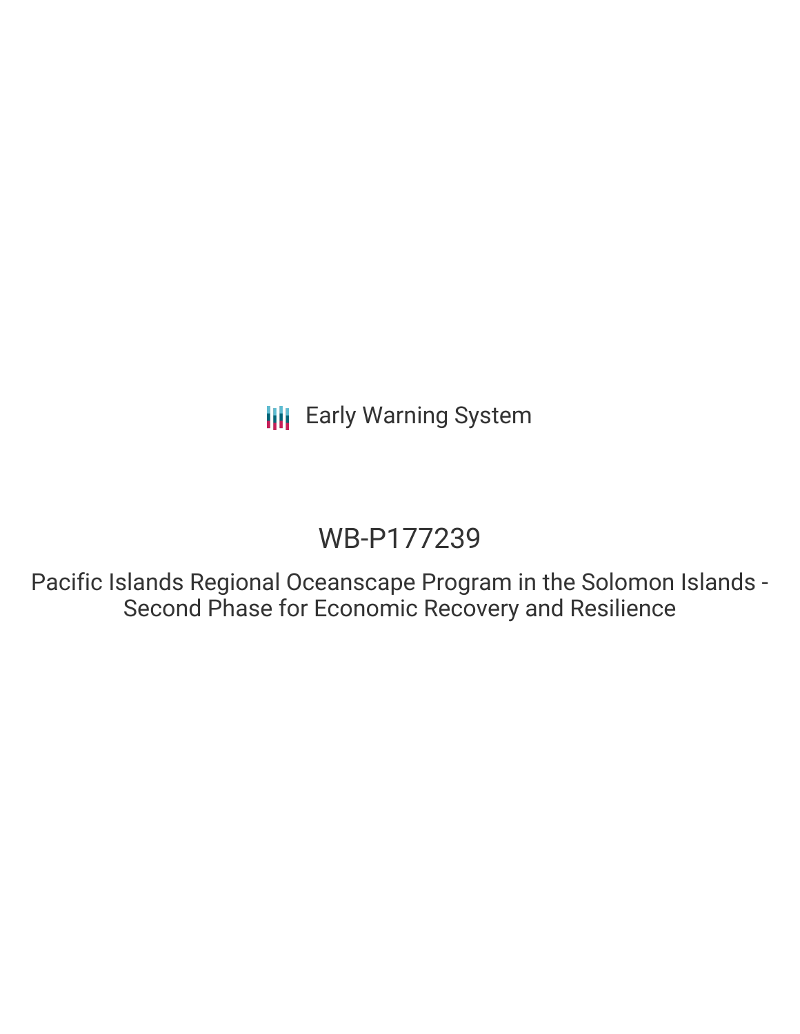Early Warning System

# WB-P177239

## Pacific Islands Regional Oceanscape Program in the Solomon Islands - Second Phase for Economic Recovery and Resilience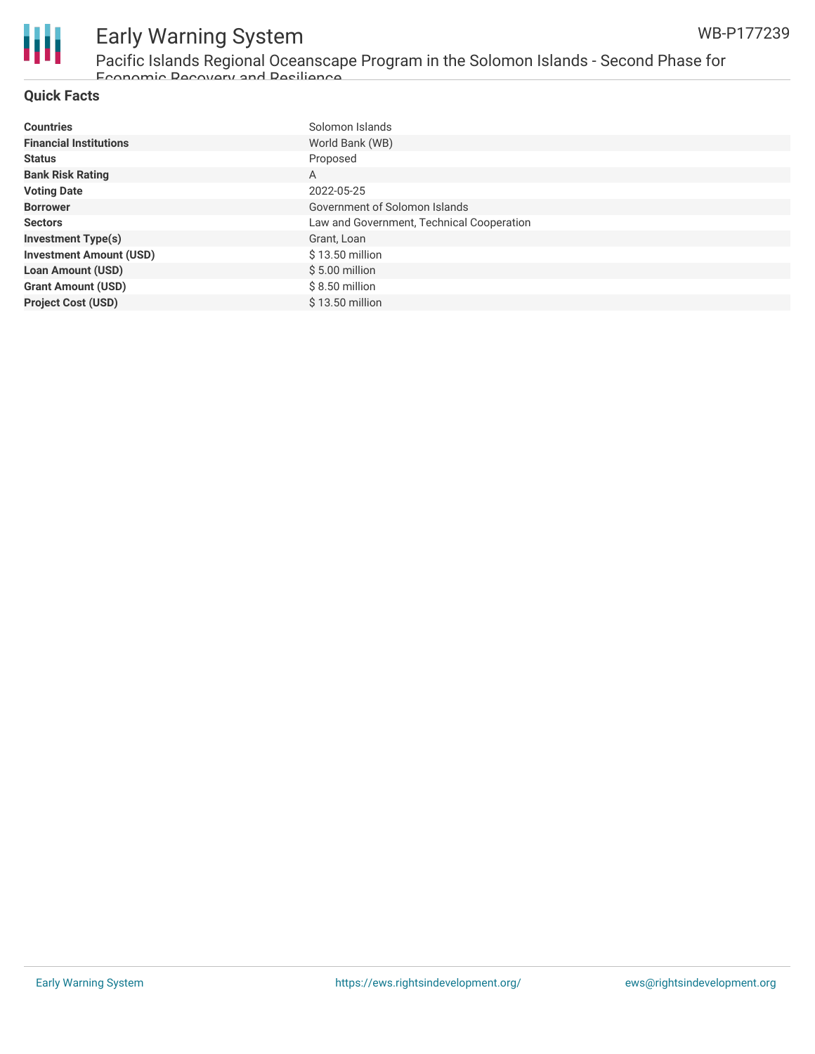## Quick Facts

| Countries | Solomon Islands |
|---|---|
| **Financial Institutions** | World Bank (WB) |
| **Status** | Proposed |
| **Bank Risk Rating** | A |
| **Voting Date** | 2022-05-25 |
| **Borrower** | Government of Solomon Islands |
| **Sectors** | Law and Government, Technical Cooperation |
| **Investment Type(s)** | Grant, Loan |
| **Investment Amount (USD)** | $ 13.50 million |
| **Loan Amount (USD)** | $ 5.00 million |
| **Grant Amount (USD)** | $ 8.50 million |
| **Project Cost (USD)** | $ 13.50 million |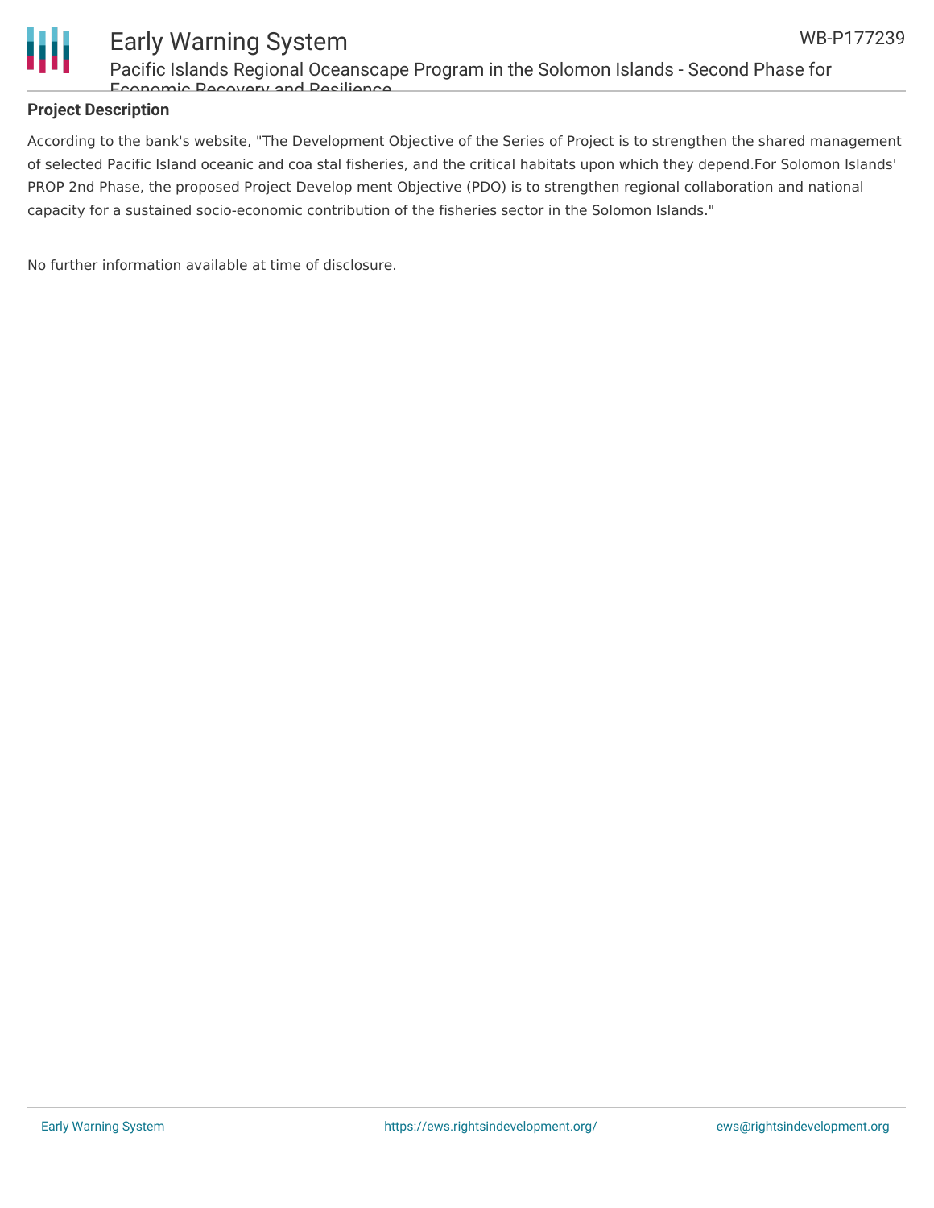## Project Description

According to the bank's website, "The Development Objective of the Series of Project is to strengthen the shared management of selected Pacific Island oceanic and coa stal fisheries, and the critical habitats upon which they depend.For Solomon Islands' PROP 2nd Phase, the proposed Project Develop ment Objective (PDO) is to strengthen regional collaboration and national capacity for a sustained socio-economic contribution of the fisheries sector in the Solomon Islands."

No further information available at time of disclosure.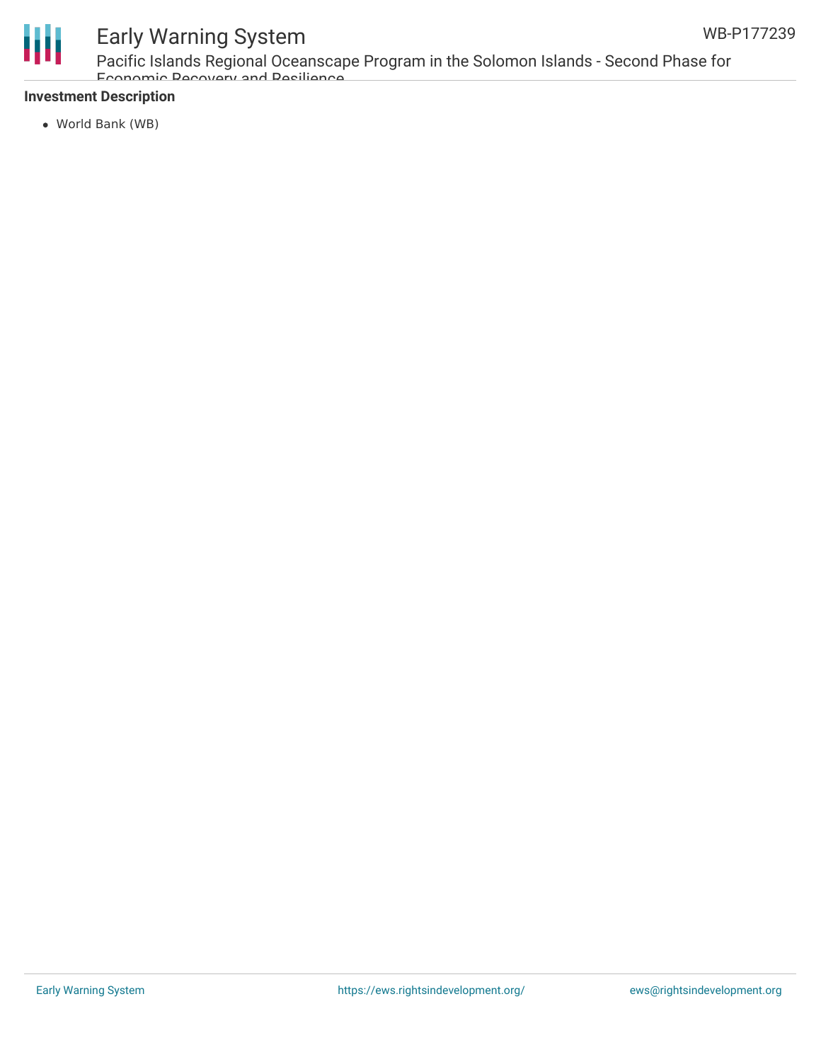**Investment Description**

- World Bank (WB)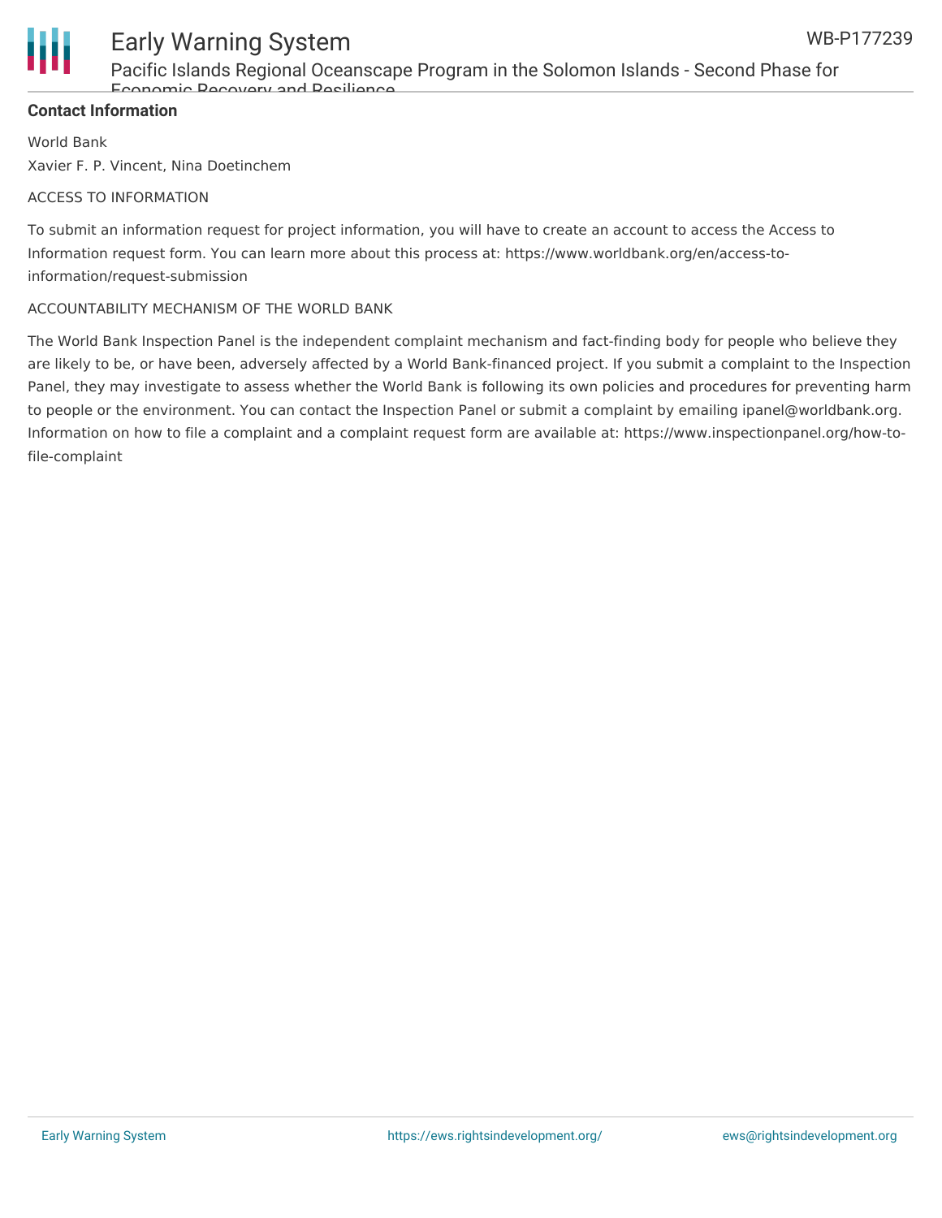**Contact Information**

World Bank

Xavier F. P. Vincent, Nina Doetinchem

ACCESS TO INFORMATION

To submit an information request for project information, you will have to create an account to access the Access to Information request form. You can learn more about this process at: https://www.worldbank.org/en/access-to-information/request-submission

ACCOUNTABILITY MECHANISM OF THE WORLD BANK

The World Bank Inspection Panel is the independent complaint mechanism and fact-finding body for people who believe they are likely to be, or have been, adversely affected by a World Bank-financed project. If you submit a complaint to the Inspection Panel, they may investigate to assess whether the World Bank is following its own policies and procedures for preventing harm to people or the environment. You can contact the Inspection Panel or submit a complaint by emailing ipanel@worldbank.org. Information on how to file a complaint and a complaint request form are available at: https://www.inspectionpanel.org/how-to-file-complaint